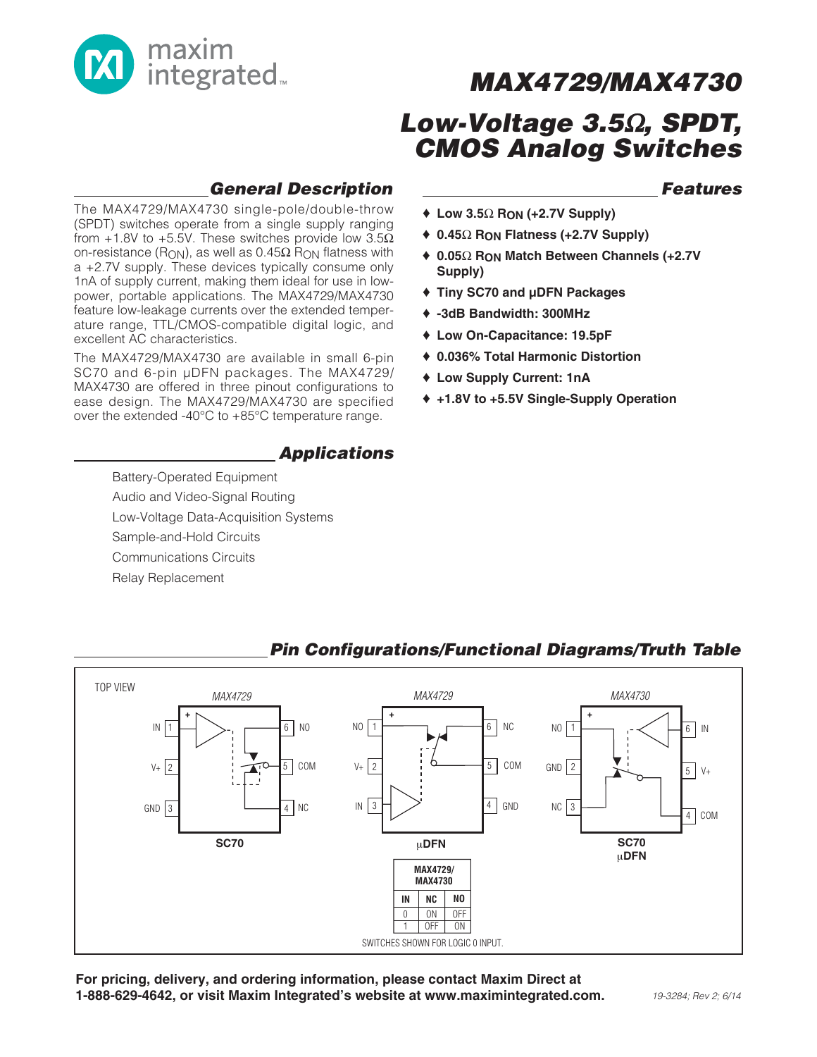# MAX4729/MAX4730

## Low-Voltage 3.5Ω, SPDT, CMOS Analog Switches

### General Description

The MAX4729/MAX4730 single-pole/double-throw (SPDT) switches operate from a single supply ranging from +1.8V to +5.5V. These switches provide low 3.5Ω on-resistance ($R_{ON}$), as well as 0.45Ω $R_{ON}$ flatness with a +2.7V supply. These devices typically consume only 1nA of supply current, making them ideal for use in low-power, portable applications. The MAX4729/MAX4730 feature low-leakage currents over the extended temperature range, TTL/CMOS-compatible digital logic, and excellent AC characteristics.

The MAX4729/MAX4730 are available in small 6-pin SC70 and 6-pin µDFN packages. The MAX4729/MAX4730 are offered in three pinout configurations to ease design. The MAX4729/MAX4730 are specified over the extended -40°C to +85°C temperature range.

### Features

- ♦ Low 3.5Ω $R_{ON}$ (+2.7V Supply)
- ♦ 0.45Ω $R_{ON}$ Flatness (+2.7V Supply)
- ♦ 0.05Ω $R_{ON}$ Match Between Channels (+2.7V Supply)
- ♦ Tiny SC70 and µDFN Packages
- ♦ -3dB Bandwidth: 300MHz
- ♦ Low On-Capacitance: 19.5pF
- ♦ 0.036% Total Harmonic Distortion
- ♦ Low Supply Current: 1nA
- ♦ +1.8V to +5.5V Single-Supply Operation

### Applications

Battery-Operated Equipment

Audio and Video-Signal Routing

Low-Voltage Data-Acquisition Systems

Sample-and-Hold Circuits

Communications Circuits

Relay Replacement

### Pin Configurations/Functional Diagrams/Truth Table

TOP VIEW

MAX4729 (SC70): 1 IN, 2 V+, 3 GND, 4 NC, 5 COM, 6 NO

MAX4729 (µDFN): 1 NO, 2 V+, 3 IN, 4 GND, 5 COM, 6 NC

MAX4730 (SC70, µDFN): 1 NO, 2 GND, 3 NC, 4 COM, 5 V+, 6 IN

MAX4729/MAX4730

| IN | NC | NO |
|---|---|---|
| 0 | ON | OFF |
| 1 | OFF | ON |

SWITCHES SHOWN FOR LOGIC 0 INPUT.

**For pricing, delivery, and ordering information, please contact Maxim Direct at 1-888-629-4642, or visit Maxim Integrated's website at www.maximintegrated.com.**

19-3284; Rev 2; 6/14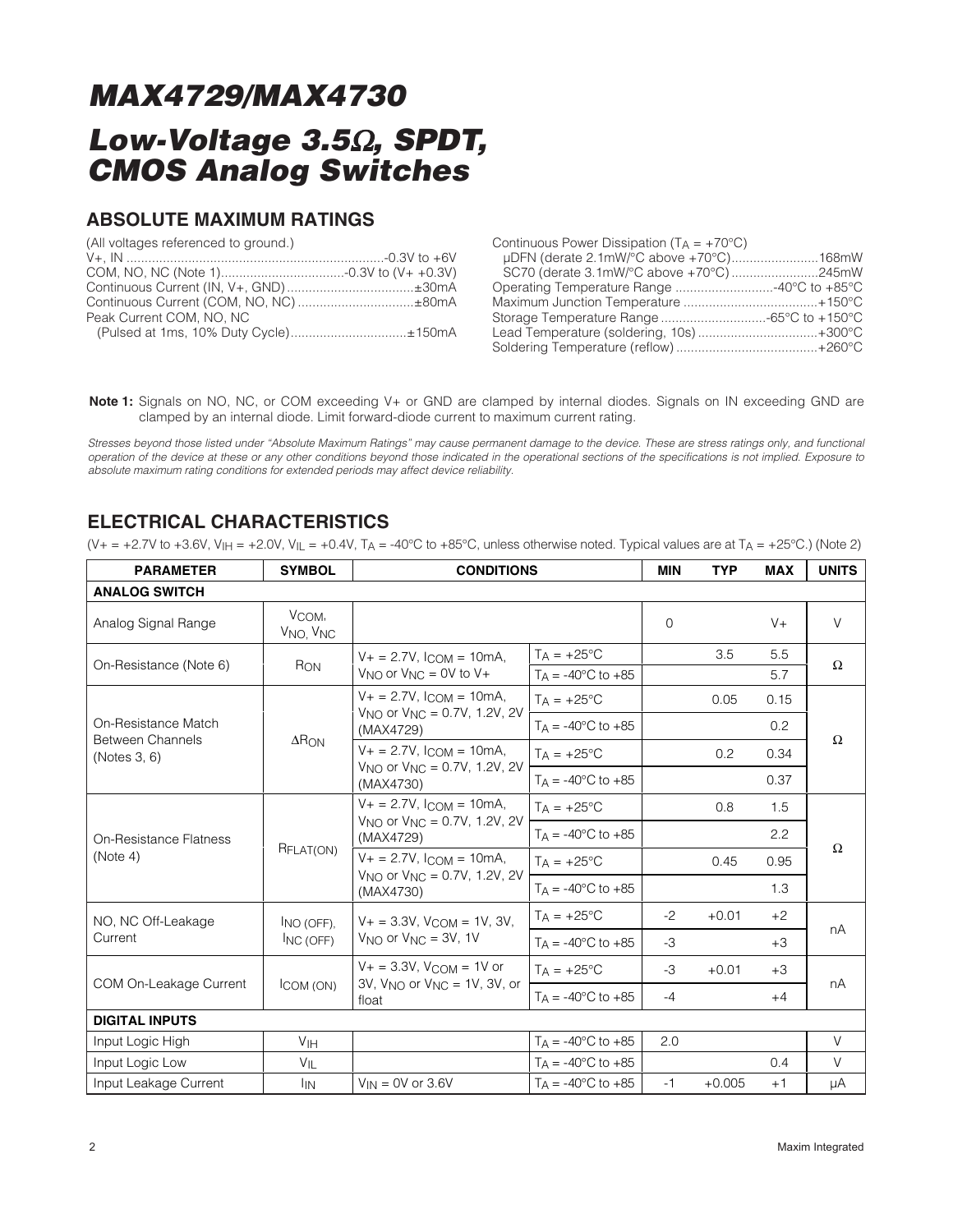# MAX4729/MAX4730

## Low-Voltage 3.5Ω, SPDT, CMOS Analog Switches

## ABSOLUTE MAXIMUM RATINGS

(All voltages referenced to ground.)

V+, IN ....................................................................-0.3V to +6V
COM, NO, NC (Note 1)..................................-0.3V to (V+ +0.3V)
Continuous Current (IN, V+, GND)...................................±30mA
Continuous Current (COM, NO, NC) ................................±80mA
Peak Current COM, NO, NC
(Pulsed at 1ms, 10% Duty Cycle)................................±150mA

Continuous Power Dissipation ($T_A$ = +70°C)
μDFN (derate 2.1mW/°C above +70°C)........................168mW
SC70 (derate 3.1mW/°C above +70°C) ........................245mW
Operating Temperature Range ...........................-40°C to +85°C
Maximum Junction Temperature .....................................+150°C
Storage Temperature Range .............................-65°C to +150°C
Lead Temperature (soldering, 10s) .................................+300°C
Soldering Temperature (reflow) .......................................+260°C

**Note 1:** Signals on NO, NC, or COM exceeding V+ or GND are clamped by internal diodes. Signals on IN exceeding GND are clamped by an internal diode. Limit forward-diode current to maximum current rating.

*Stresses beyond those listed under "Absolute Maximum Ratings" may cause permanent damage to the device. These are stress ratings only, and functional operation of the device at these or any other conditions beyond those indicated in the operational sections of the specifications is not implied. Exposure to absolute maximum rating conditions for extended periods may affect device reliability.*

## ELECTRICAL CHARACTERISTICS

(V+ = +2.7V to +3.6V, $V_{IH}$ = +2.0V, $V_{IL}$ = +0.4V, $T_A$ = -40°C to +85°C, unless otherwise noted. Typical values are at $T_A$ = +25°C.) (Note 2)

| PARAMETER | SYMBOL | CONDITIONS | | MIN | TYP | MAX | UNITS |
|---|---|---|---|---|---|---|---|
| **ANALOG SWITCH** | | | | | | | |
| Analog Signal Range | $V_{COM}$, $V_{NO}$, $V_{NC}$ | | | 0 | | V+ | V |
| On-Resistance (Note 6) | $R_{ON}$ | V+ = 2.7V, $I_{COM}$ = 10mA, $V_{NO}$ or $V_{NC}$ = 0V to V+ | $T_A$ = +25°C | | 3.5 | 5.5 | Ω |
| | | | $T_A$ = -40°C to +85 | | | 5.7 | |
| On-Resistance Match Between Channels (Notes 3, 6) | $\Delta R_{ON}$ | V+ = 2.7V, $I_{COM}$ = 10mA, $V_{NO}$ or $V_{NC}$ = 0.7V, 1.2V, 2V (MAX4729) | $T_A$ = +25°C | | 0.05 | 0.15 | Ω |
| | | | $T_A$ = -40°C to +85 | | | 0.2 | |
| | | V+ = 2.7V, $I_{COM}$ = 10mA, $V_{NO}$ or $V_{NC}$ = 0.7V, 1.2V, 2V (MAX4730) | $T_A$ = +25°C | | 0.2 | 0.34 | |
| | | | $T_A$ = -40°C to +85 | | | 0.37 | |
| On-Resistance Flatness (Note 4) | $R_{FLAT(ON)}$ | V+ = 2.7V, $I_{COM}$ = 10mA, $V_{NO}$ or $V_{NC}$ = 0.7V, 1.2V, 2V (MAX4729) | $T_A$ = +25°C | | 0.8 | 1.5 | Ω |
| | | | $T_A$ = -40°C to +85 | | | 2.2 | |
| | | V+ = 2.7V, $I_{COM}$ = 10mA, $V_{NO}$ or $V_{NC}$ = 0.7V, 1.2V, 2V (MAX4730) | $T_A$ = +25°C | | 0.45 | 0.95 | |
| | | | $T_A$ = -40°C to +85 | | | 1.3 | |
| NO, NC Off-Leakage Current | $I_{NO(OFF)}$, $I_{NC(OFF)}$ | V+ = 3.3V, $V_{COM}$ = 1V, 3V, $V_{NO}$ or $V_{NC}$ = 3V, 1V | $T_A$ = +25°C | -2 | +0.01 | +2 | nA |
| | | | $T_A$ = -40°C to +85 | -3 | | +3 | |
| COM On-Leakage Current | $I_{COM(ON)}$ | V+ = 3.3V, $V_{COM}$ = 1V or 3V, $V_{NO}$ or $V_{NC}$ = 1V, 3V, or float | $T_A$ = +25°C | -3 | +0.01 | +3 | nA |
| | | | $T_A$ = -40°C to +85 | -4 | | +4 | |
| **DIGITAL INPUTS** | | | | | | | |
| Input Logic High | $V_{IH}$ | | $T_A$ = -40°C to +85 | 2.0 | | | V |
| Input Logic Low | $V_{IL}$ | | $T_A$ = -40°C to +85 | | | 0.4 | V |
| Input Leakage Current | $I_{IN}$ | $V_{IN}$ = 0V or 3.6V | $T_A$ = -40°C to +85 | -1 | +0.005 | +1 | μA |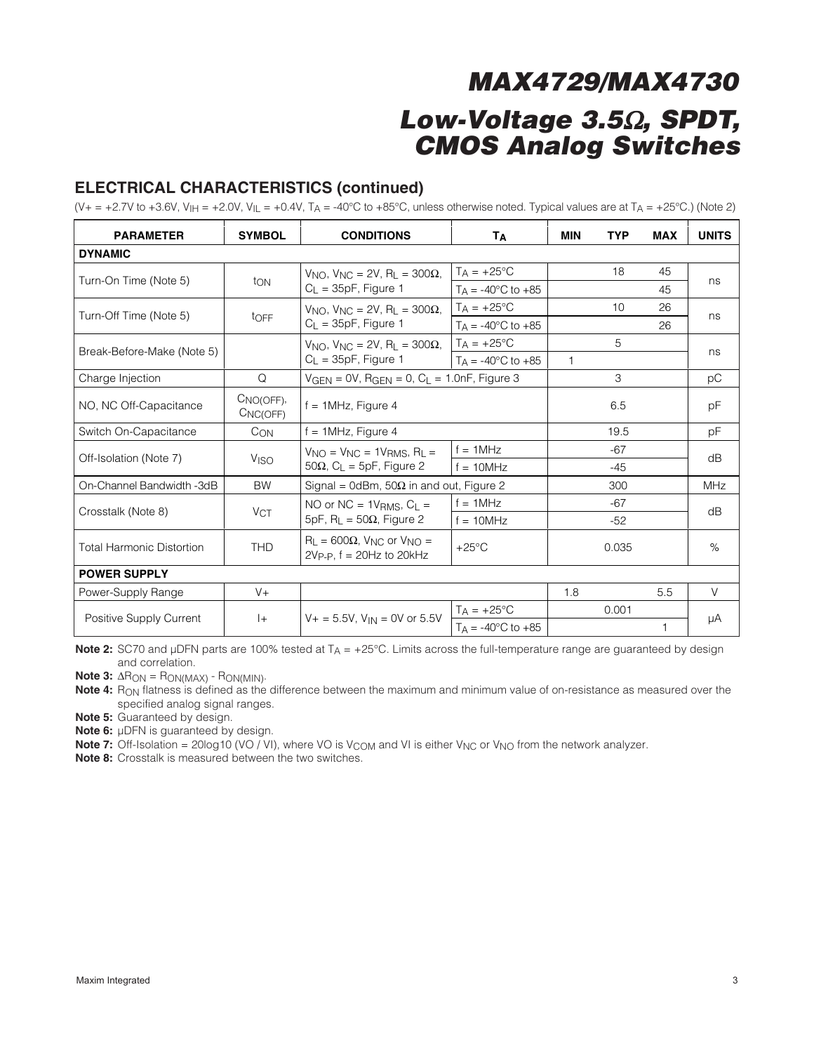## ELECTRICAL CHARACTERISTICS (continued)

($V+ = +2.7V$ to $+3.6V$, $V_{IH} = +2.0V$, $V_{IL} = +0.4V$, $T_A = -40°C$ to $+85°C$, unless otherwise noted. Typical values are at $T_A = +25°C$.) (Note 2)

| PARAMETER | SYMBOL | CONDITIONS | | $T_A$ | MIN | TYP | MAX | UNITS |
|---|---|---|---|---|---|---|---|---|
| **DYNAMIC** | | | | | | | | |
| Turn-On Time (Note 5) | $t_{ON}$ | $V_{NO}$, $V_{NC} = 2V$, $R_L = 300Ω$, $C_L = 35pF$, Figure 1 | | $T_A = +25°C$ | | 18 | 45 | ns |
| | | | | $T_A = -40°C$ to $+85$ | | | 45 | |
| Turn-Off Time (Note 5) | $t_{OFF}$ | $V_{NO}$, $V_{NC} = 2V$, $R_L = 300Ω$, $C_L = 35pF$, Figure 1 | | $T_A = +25°C$ | | 10 | 26 | ns |
| | | | | $T_A = -40°C$ to $+85$ | | | 26 | |
| Break-Before-Make (Note 5) | | $V_{NO}$, $V_{NC} = 2V$, $R_L = 300Ω$, $C_L = 35pF$, Figure 1 | | $T_A = +25°C$ | | 5 | | ns |
| | | | | $T_A = -40°C$ to $+85$ | 1 | | | |
| Charge Injection | Q | $V_{GEN} = 0V$, $R_{GEN} = 0$, $C_L = 1.0nF$, Figure 3 | | | | 3 | | pC |
| NO, NC Off-Capacitance | $C_{NO(OFF)}$, $C_{NC(OFF)}$ | f = 1MHz, Figure 4 | | | | 6.5 | | pF |
| Switch On-Capacitance | $C_{ON}$ | f = 1MHz, Figure 4 | | | | 19.5 | | pF |
| Off-Isolation (Note 7) | $V_{ISO}$ | $V_{NO} = V_{NC} = 1V_{RMS}$, $R_L = 50Ω$, $C_L = 5pF$, Figure 2 | f = 1MHz | | | -67 | | dB |
| | | | f = 10MHz | | | -45 | | |
| On-Channel Bandwidth -3dB | BW | Signal = 0dBm, 50Ω in and out, Figure 2 | | | | 300 | | MHz |
| Crosstalk (Note 8) | $V_{CT}$ | NO or NC = $1V_{RMS}$, $C_L = 5pF$, $R_L = 50Ω$, Figure 2 | f = 1MHz | | | -67 | | dB |
| | | | f = 10MHz | | | -52 | | |
| Total Harmonic Distortion | THD | $R_L = 600Ω$, $V_{NC}$ or $V_{NO} = 2V_{P-P}$, f = 20Hz to 20kHz | | +25°C | | 0.035 | | % |
| **POWER SUPPLY** | | | | | | | | |
| Power-Supply Range | V+ | | | | 1.8 | | 5.5 | V |
| Positive Supply Current | I+ | $V+ = 5.5V$, $V_{IN} = 0V$ or $5.5V$ | | $T_A = +25°C$ | | 0.001 | | µA |
| | | | | $T_A = -40°C$ to $+85$ | | | 1 | |

**Note 2:** SC70 and µDFN parts are 100% tested at $T_A = +25°C$. Limits across the full-temperature range are guaranteed by design and correlation.

**Note 3:** $ΔR_{ON} = R_{ON(MAX)} - R_{ON(MIN)}$.

**Note 4:** $R_{ON}$ flatness is defined as the difference between the maximum and minimum value of on-resistance as measured over the specified analog signal ranges.

**Note 5:** Guaranteed by design.

**Note 6:** µDFN is guaranteed by design.

**Note 7:** Off-Isolation = 20log10 (VO / VI), where VO is $V_{COM}$ and VI is either $V_{NC}$ or $V_{NO}$ from the network analyzer.

**Note 8:** Crosstalk is measured between the two switches.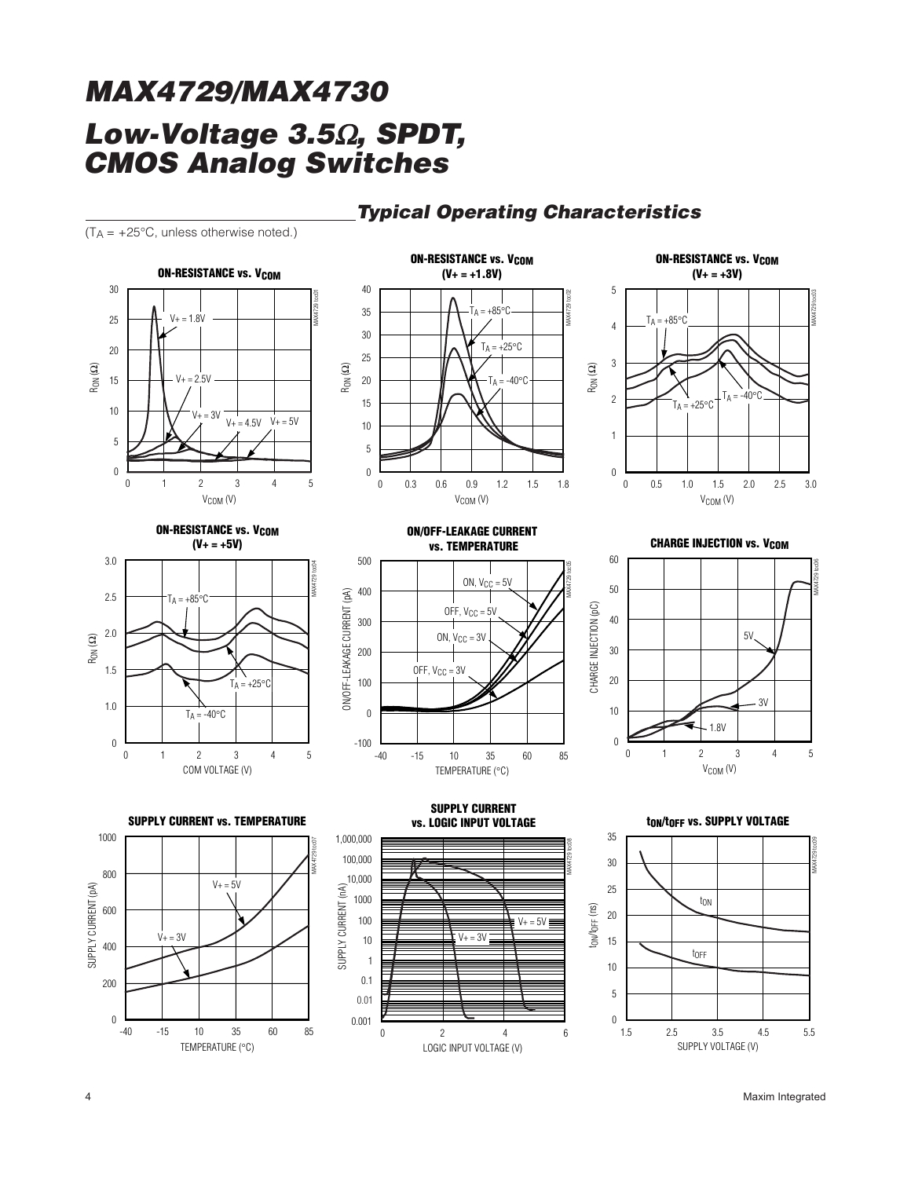## Typical Operating Characteristics

($T_A$ = +25°C, unless otherwise noted.)

**ON-RESISTANCE vs. $V_{COM}$**

**ON-RESISTANCE vs. $V_{COM}$ (V+ = +1.8V)**

**ON-RESISTANCE vs. $V_{COM}$ (V+ = +3V)**

**ON-RESISTANCE vs. $V_{COM}$ (V+ = +5V)**

**ON/OFF-LEAKAGE CURRENT vs. TEMPERATURE**

**CHARGE INJECTION vs. $V_{COM}$**

**SUPPLY CURRENT vs. TEMPERATURE**

**SUPPLY CURRENT vs. LOGIC INPUT VOLTAGE**

**$t_{ON}$/$t_{OFF}$ vs. SUPPLY VOLTAGE**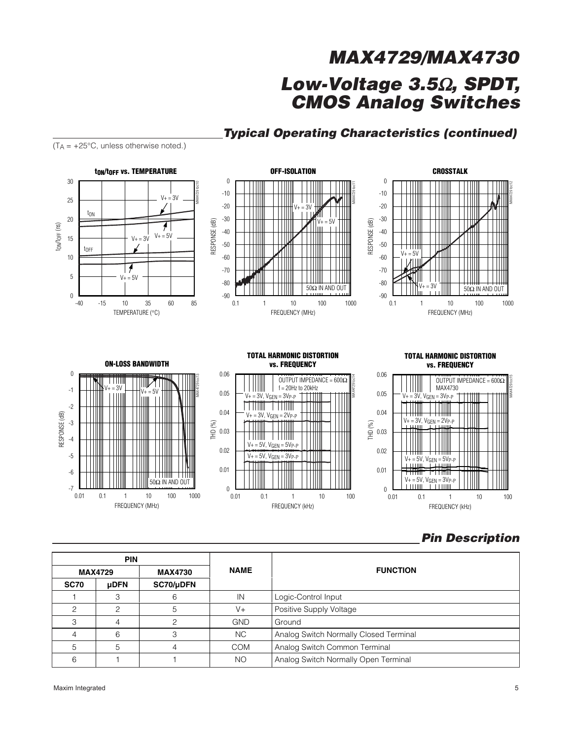## Typical Operating Characteristics (continued)

($T_A$ = +25°C, unless otherwise noted.)

## Pin Description

| PIN | | | NAME | FUNCTION |
|---|---|---|---|---|
| MAX4729 | | MAX4730 | | |
| SC70 | μDFN | SC70/μDFN | | |
| 1 | 3 | 6 | IN | Logic-Control Input |
| 2 | 2 | 5 | V+ | Positive Supply Voltage |
| 3 | 4 | 2 | GND | Ground |
| 4 | 6 | 3 | NC | Analog Switch Normally Closed Terminal |
| 5 | 5 | 4 | COM | Analog Switch Common Terminal |
| 6 | 1 | 1 | NO | Analog Switch Normally Open Terminal |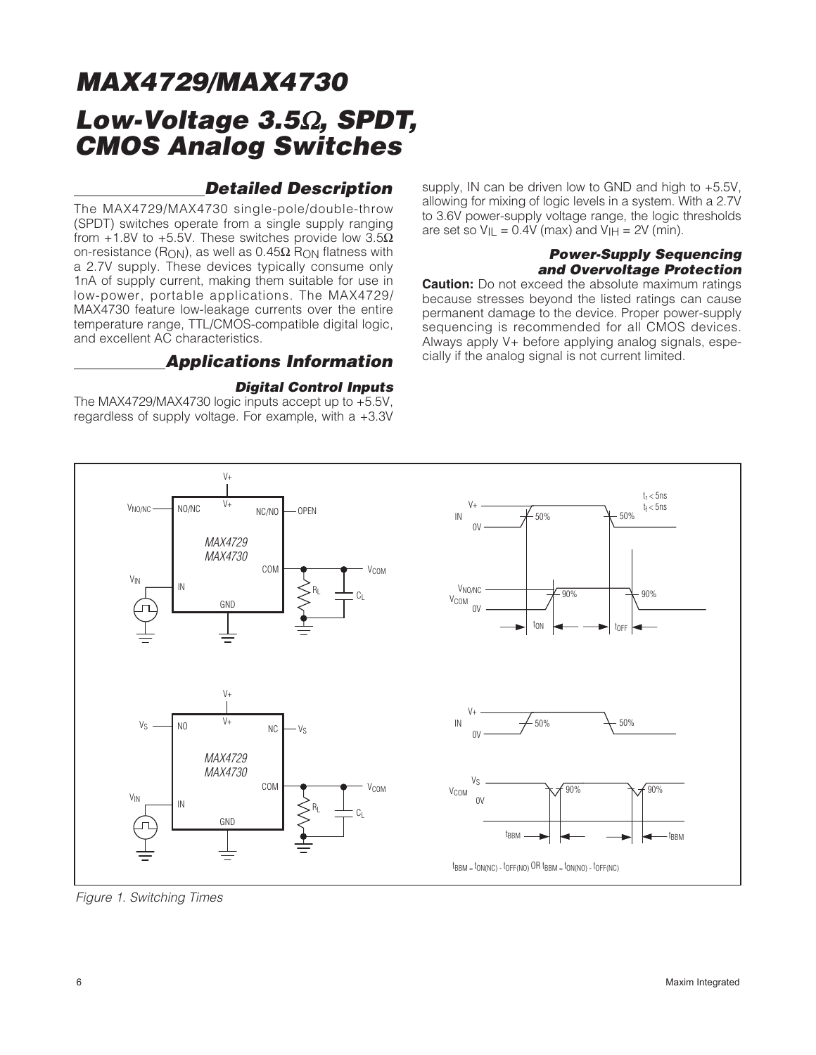# MAX4729/MAX4730

# Low-Voltage 3.5Ω, SPDT, CMOS Analog Switches

## Detailed Description

The MAX4729/MAX4730 single-pole/double-throw (SPDT) switches operate from a single supply ranging from +1.8V to +5.5V. These switches provide low 3.5Ω on-resistance ($R_{ON}$), as well as 0.45Ω $R_{ON}$ flatness with a 2.7V supply. These devices typically consume only 1nA of supply current, making them suitable for use in low-power, portable applications. The MAX4729/MAX4730 feature low-leakage currents over the entire temperature range, TTL/CMOS-compatible digital logic, and excellent AC characteristics.

## Applications Information

### Digital Control Inputs

The MAX4729/MAX4730 logic inputs accept up to +5.5V, regardless of supply voltage. For example, with a +3.3V supply, IN can be driven low to GND and high to +5.5V, allowing for mixing of logic levels in a system. With a 2.7V to 3.6V power-supply voltage range, the logic thresholds are set so $V_{IL}$ = 0.4V (max) and $V_{IH}$ = 2V (min).

### Power-Supply Sequencing and Overvoltage Protection

**Caution:** Do not exceed the absolute maximum ratings because stresses beyond the listed ratings can cause permanent damage to the device. Proper power-supply sequencing is recommended for all CMOS devices. Always apply V+ before applying analog signals, especially if the analog signal is not current limited.

$t_{BBM} = t_{ON(NC)} - t_{OFF(NO)}$ OR $t_{BBM} = t_{ON(NO)} - t_{OFF(NC)}$

*Figure 1. Switching Times*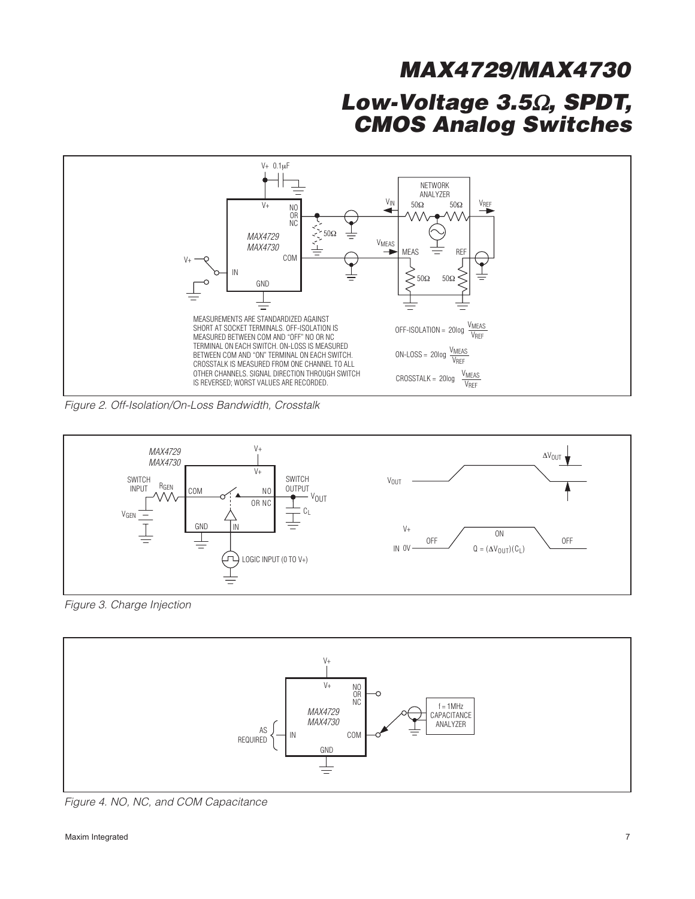MEASUREMENTS ARE STANDARDIZED AGAINST SHORT AT SOCKET TERMINALS. OFF-ISOLATION IS MEASURED BETWEEN COM AND "OFF" NO OR NC TERMINAL ON EACH SWITCH. ON-LOSS IS MEASURED BETWEEN COM AND "ON" TERMINAL ON EACH SWITCH. CROSSTALK IS MEASURED FROM ONE CHANNEL TO ALL OTHER CHANNELS. SIGNAL DIRECTION THROUGH SWITCH IS REVERSED; WORST VALUES ARE RECORDED.

$$\text{OFF-ISOLATION} = 20\log \frac{V_{MEAS}}{V_{REF}}$$

$$\text{ON-LOSS} = 20\log \frac{V_{MEAS}}{V_{REF}}$$

$$\text{CROSSTALK} = 20\log \frac{V_{MEAS}}{V_{REF}}$$

*Figure 2. Off-Isolation/On-Loss Bandwidth, Crosstalk*

$Q = (\Delta V_{OUT})(C_L)$

*Figure 3. Charge Injection*

*Figure 4. NO, NC, and COM Capacitance*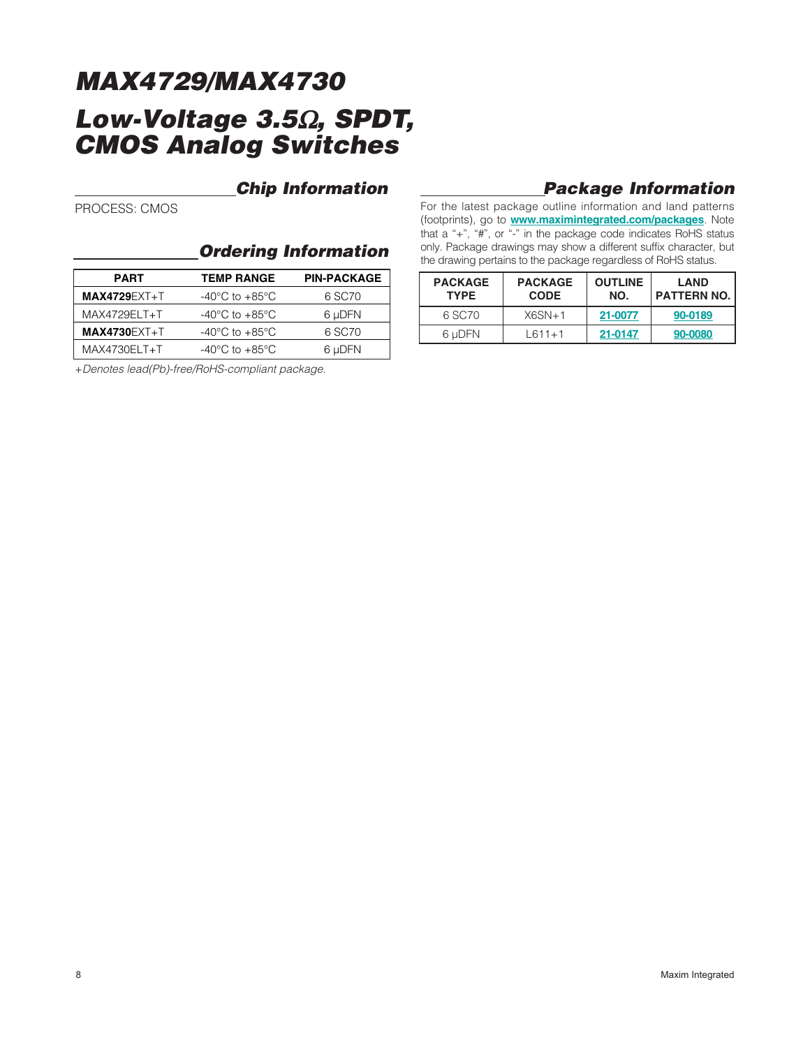# MAX4729/MAX4730

# Low-Voltage 3.5Ω, SPDT, CMOS Analog Switches

## Chip Information

PROCESS: CMOS

## Ordering Information

| PART | TEMP RANGE | PIN-PACKAGE |
|---|---|---|
| **MAX4729**EXT+T | -40°C to +85°C | 6 SC70 |
| MAX4729ELT+T | -40°C to +85°C | 6 µDFN |
| **MAX4730**EXT+T | -40°C to +85°C | 6 SC70 |
| MAX4730ELT+T | -40°C to +85°C | 6 µDFN |

*+Denotes lead(Pb)-free/RoHS-compliant package.*

## Package Information

For the latest package outline information and land patterns (footprints), go to **www.maximintegrated.com/packages**. Note that a "+", "#", or "-" in the package code indicates RoHS status only. Package drawings may show a different suffix character, but the drawing pertains to the package regardless of RoHS status.

| PACKAGE TYPE | PACKAGE CODE | OUTLINE NO. | LAND PATTERN NO. |
|---|---|---|---|
| 6 SC70 | X6SN+1 | 21-0077 | 90-0189 |
| 6 µDFN | L611+1 | 21-0147 | 90-0080 |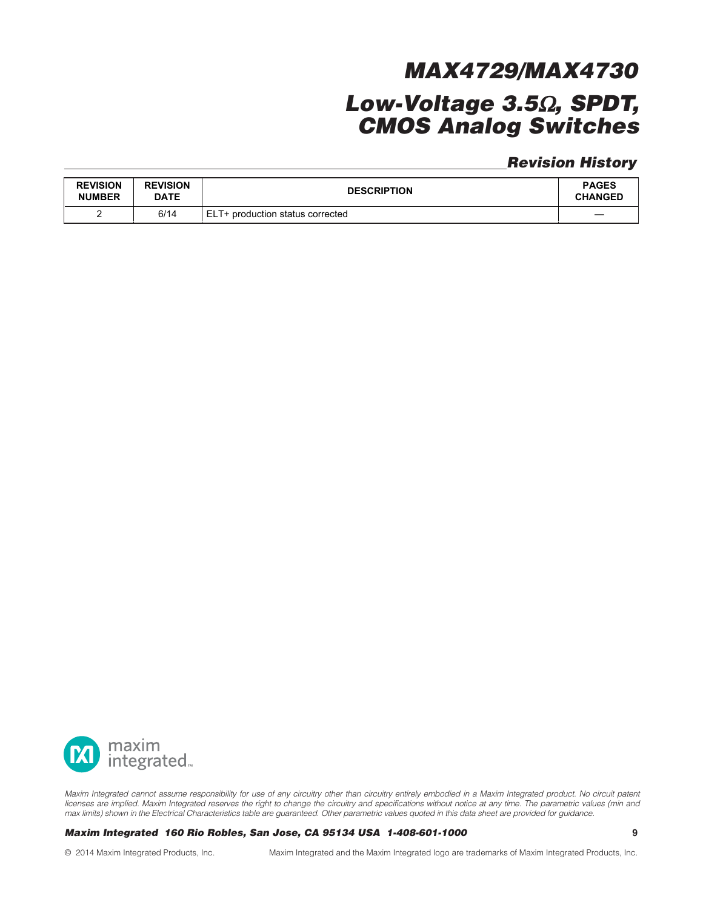## Revision History

| REVISION NUMBER | REVISION DATE | DESCRIPTION | PAGES CHANGED |
| --- | --- | --- | --- |
| 2 | 6/14 | ELT+ production status corrected | — |

*Maxim Integrated cannot assume responsibility for use of any circuitry other than circuitry entirely embodied in a Maxim Integrated product. No circuit patent licenses are implied. Maxim Integrated reserves the right to change the circuitry and specifications without notice at any time. The parametric values (min and max limits) shown in the Electrical Characteristics table are guaranteed. Other parametric values quoted in this data sheet are provided for guidance.*

***Maxim Integrated 160 Rio Robles, San Jose, CA 95134 USA 1-408-601-1000***

© 2014 Maxim Integrated Products, Inc. Maxim Integrated and the Maxim Integrated logo are trademarks of Maxim Integrated Products, Inc.